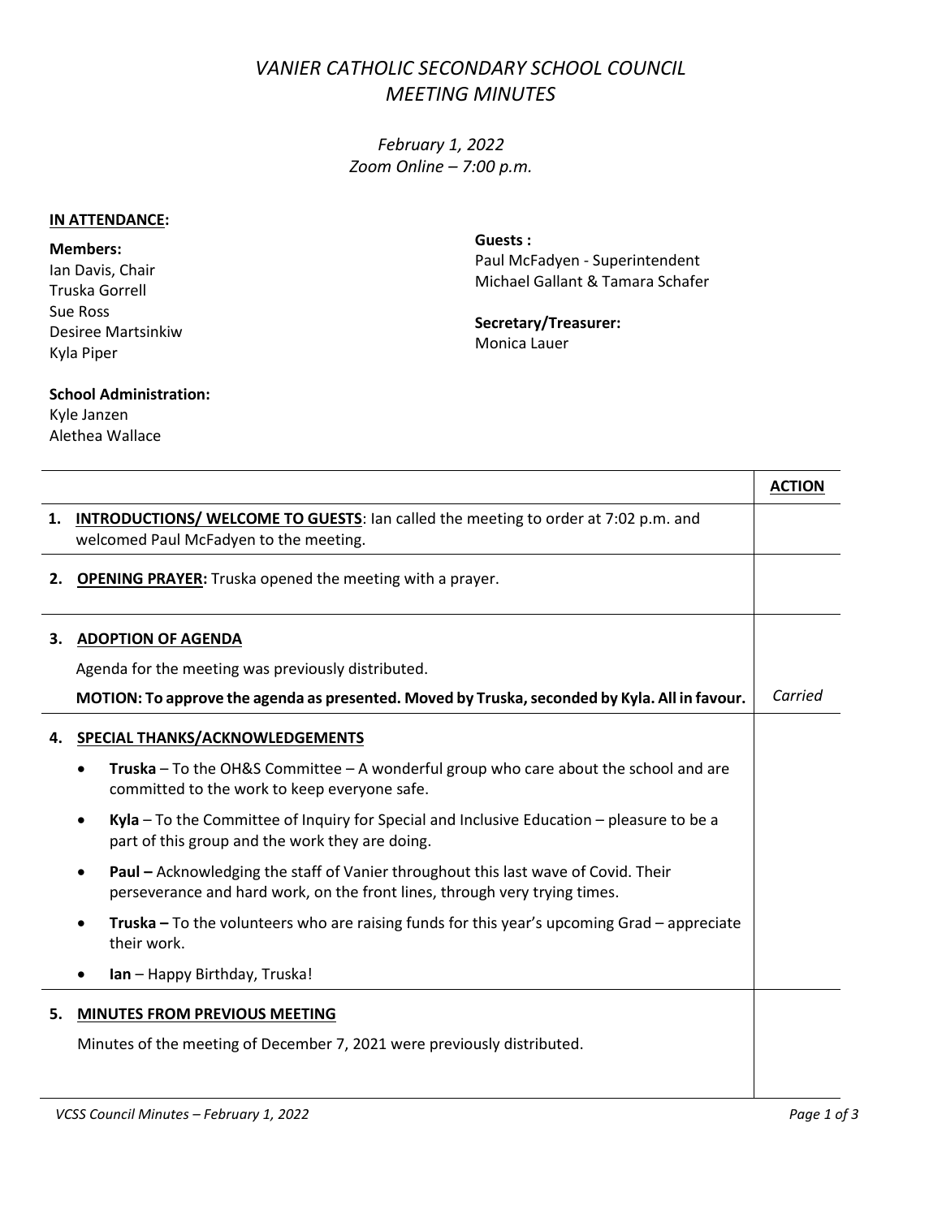# *VANIER CATHOLIC SECONDARY SCHOOL COUNCIL MEETING MINUTES*

*February 1, 2022*
*Zoom Online – 7:00 p.m.*

**IN ATTENDANCE:**

**Members:**
Ian Davis, Chair
Truska Gorrell
Sue Ross
Desiree Martsinkiw
Kyla Piper

**School Administration:**
Kyle Janzen
Alethea Wallace

**Guests :**
Paul McFadyen - Superintendent
Michael Gallant & Tamara Schafer

**Secretary/Treasurer:**
Monica Lauer

| | ACTION |
|---|---|
| **1. INTRODUCTIONS/ WELCOME TO GUESTS**: Ian called the meeting to order at 7:02 p.m. and welcomed Paul McFadyen to the meeting. | |
| **2. OPENING PRAYER:** Truska opened the meeting with a prayer. | |
| **3. ADOPTION OF AGENDA**<br>Agenda for the meeting was previously distributed.<br>**MOTION: To approve the agenda as presented. Moved by Truska, seconded by Kyla. All in favour.** | *Carried* |
| **4. SPECIAL THANKS/ACKNOWLEDGEMENTS**<br>• **Truska** – To the OH&S Committee – A wonderful group who care about the school and are committed to the work to keep everyone safe.<br>• **Kyla** – To the Committee of Inquiry for Special and Inclusive Education – pleasure to be a part of this group and the work they are doing.<br>• **Paul –** Acknowledging the staff of Vanier throughout this last wave of Covid. Their perseverance and hard work, on the front lines, through very trying times.<br>• **Truska –** To the volunteers who are raising funds for this year's upcoming Grad – appreciate their work.<br>• **Ian** – Happy Birthday, Truska! | |
| **5. MINUTES FROM PREVIOUS MEETING**<br>Minutes of the meeting of December 7, 2021 were previously distributed. | |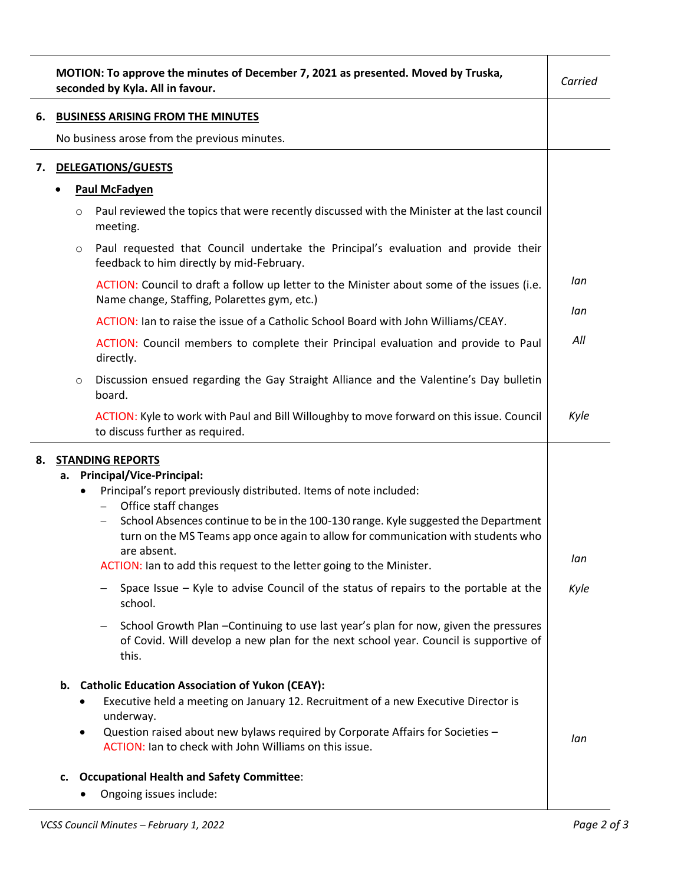| | |
|---|---|
| **MOTION: To approve the minutes of December 7, 2021 as presented. Moved by Truska, seconded by Kyla. All in favour.** | *Carried* |
| **6. BUSINESS ARISING FROM THE MINUTES**<br><br>No business arose from the previous minutes. | |
| **7. DELEGATIONS/GUESTS**<br><br>• **Paul McFadyen**<br>  ○ Paul reviewed the topics that were recently discussed with the Minister at the last council meeting.<br>  ○ Paul requested that Council undertake the Principal's evaluation and provide their feedback to him directly by mid-February.<br>  ACTION: Council to draft a follow up letter to the Minister about some of the issues (i.e. Name change, Staffing, Polarettes gym, etc.)<br>  ACTION: Ian to raise the issue of a Catholic School Board with John Williams/CEAY.<br>  ACTION: Council members to complete their Principal evaluation and provide to Paul directly.<br>  ○ Discussion ensued regarding the Gay Straight Alliance and the Valentine's Day bulletin board.<br>  ACTION: Kyle to work with Paul and Bill Willoughby to move forward on this issue. Council to discuss further as required. | *Ian*<br><br>*Ian*<br><br>*All*<br><br>*Kyle* |
| **8. STANDING REPORTS**<br>**a. Principal/Vice-Principal:**<br>• Principal's report previously distributed. Items of note included:<br>  – Office staff changes<br>  – School Absences continue to be in the 100-130 range. Kyle suggested the Department turn on the MS Teams app once again to allow for communication with students who are absent.<br>  ACTION: Ian to add this request to the letter going to the Minister.<br>  – Space Issue – Kyle to advise Council of the status of repairs to the portable at the school.<br>  – School Growth Plan –Continuing to use last year's plan for now, given the pressures of Covid. Will develop a new plan for the next school year. Council is supportive of this.<br><br>**b. Catholic Education Association of Yukon (CEAY):**<br>• Executive held a meeting on January 12. Recruitment of a new Executive Director is underway.<br>• Question raised about new bylaws required by Corporate Affairs for Societies – ACTION: Ian to check with John Williams on this issue.<br><br>**c. Occupational Health and Safety Committee**:<br>• Ongoing issues include: | *Ian*<br><br>*Kyle*<br><br>*Ian* |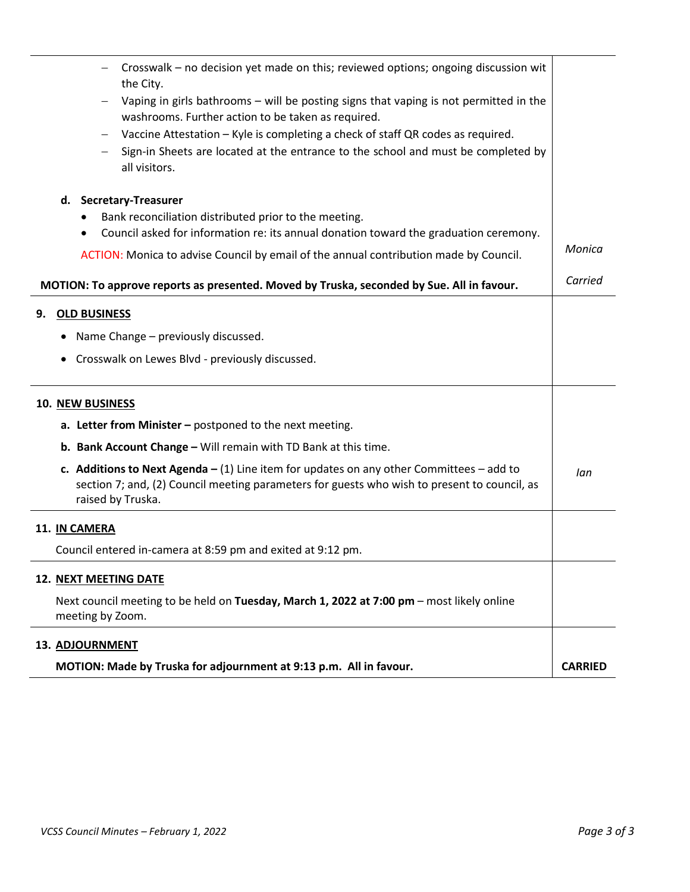- Crosswalk – no decision yet made on this; reviewed options; ongoing discussion wit the City.
- Vaping in girls bathrooms – will be posting signs that vaping is not permitted in the washrooms. Further action to be taken as required.
- Vaccine Attestation – Kyle is completing a check of staff QR codes as required.
- Sign-in Sheets are located at the entrance to the school and must be completed by all visitors.

**d. Secretary-Treasurer**

- Bank reconciliation distributed prior to the meeting.
- Council asked for information re: its annual donation toward the graduation ceremony.

ACTION: Monica to advise Council by email of the annual contribution made by Council. — *Monica*

**MOTION: To approve reports as presented. Moved by Truska, seconded by Sue. All in favour.** — *Carried*

**9. OLD BUSINESS**

- Name Change – previously discussed.
- Crosswalk on Lewes Blvd - previously discussed.

**10. NEW BUSINESS**

**a. Letter from Minister –** postponed to the next meeting.

**b. Bank Account Change –** Will remain with TD Bank at this time.

**c. Additions to Next Agenda –** (1) Line item for updates on any other Committees – add to section 7; and, (2) Council meeting parameters for guests who wish to present to council, as raised by Truska. — *Ian*

**11. IN CAMERA**

Council entered in-camera at 8:59 pm and exited at 9:12 pm.

**12. NEXT MEETING DATE**

Next council meeting to be held on **Tuesday, March 1, 2022 at 7:00 pm** – most likely online meeting by Zoom.

**13. ADJOURNMENT**

**MOTION: Made by Truska for adjournment at 9:13 p.m. All in favour.** — **CARRIED**